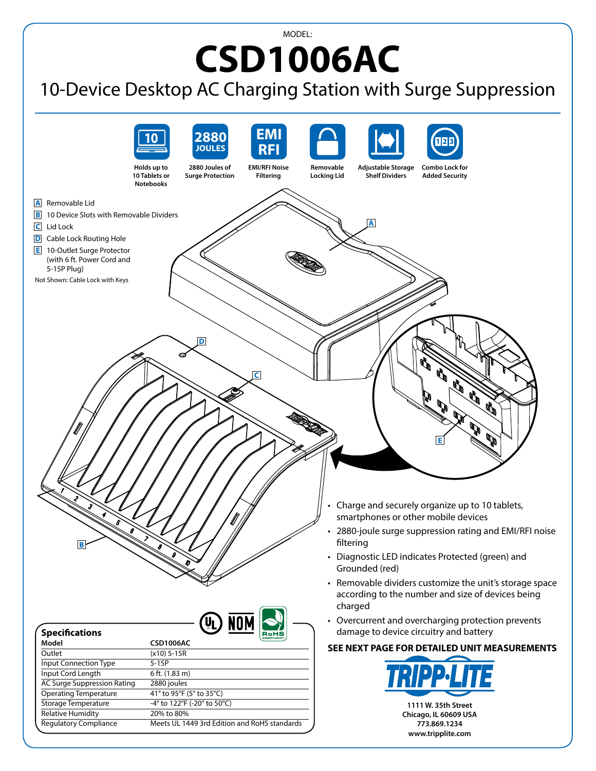MODEL:

# CSD1006AC

## 10-Device Desktop AC Charging Station with Surge Suppression

- Holds up to 10 Tablets or Notebooks
- 2880 Joules of Surge Protection
- EMI/RFI Noise Filtering
- Removable Locking Lid
- Adjustable Storage Shelf Dividers
- Combo Lock for Added Security

- **A** Removable Lid
- **B** 10 Device Slots with Removable Dividers
- **C** Lid Lock
- **D** Cable Lock Routing Hole
- **E** 10-Outlet Surge Protector (with 6 ft. Power Cord and 5-15P Plug)

Not Shown: Cable Lock with Keys

- Charge and securely organize up to 10 tablets, smartphones or other mobile devices
- 2880-joule surge suppression rating and EMI/RFI noise filtering
- Diagnostic LED indicates Protected (green) and Grounded (red)
- Removable dividers customize the unit's storage space according to the number and size of devices being charged
- Overcurrent and overcharging protection prevents damage to device circuitry and battery

**SEE NEXT PAGE FOR DETAILED UNIT MEASUREMENTS**

### Specifications

| Model | CSD1006AC |
|---|---|
| Outlet | (x10) 5-15R |
| Input Connection Type | 5-15P |
| Input Cord Length | 6 ft. (1.83 m) |
| AC Surge Suppression Rating | 2880 joules |
| Operating Temperature | 41° to 95°F (5° to 35°C) |
| Storage Temperature | -4° to 122°F (-20° to 50°C) |
| Relative Humidity | 20% to 80% |
| Regulatory Compliance | Meets UL 1449 3rd Edition and RoHS standards |

**TRIPP·LITE**

1111 W. 35th Street
Chicago, IL 60609 USA
773.869.1234
www.tripplite.com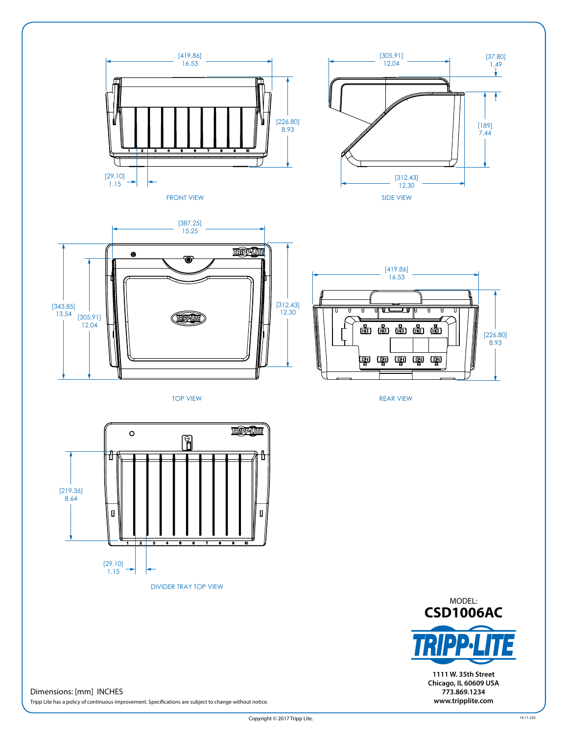[419.86]
16.53

[226.80]
8.93

[29.10]
1.15

FRONT VIEW

[305.91]
12.04

[37.80]
1.49

[189]
7.44

[312.43]
12.30

SIDE VIEW

[387.25]
15.25

[343.85]
13.54

[305.91]
12.04

[312.43]
12.30

TOP VIEW

[419.86]
16.53

[226.80]
8.93

REAR VIEW

[219.36]
8.64

[29.10]
1.15

DIVIDER TRAY TOP VIEW

MODEL:
**CSD1006AC**

TRIPP·LITE

**1111 W. 35th Street**
**Chicago, IL 60609 USA**
**773.869.1234**
**www.tripplite.com**

Dimensions: [mm] INCHES

Tripp Lite has a policy of continuous improvement. Specifications are subject to change without notice.

Copyright © 2017 Tripp Lite.

16-11-220